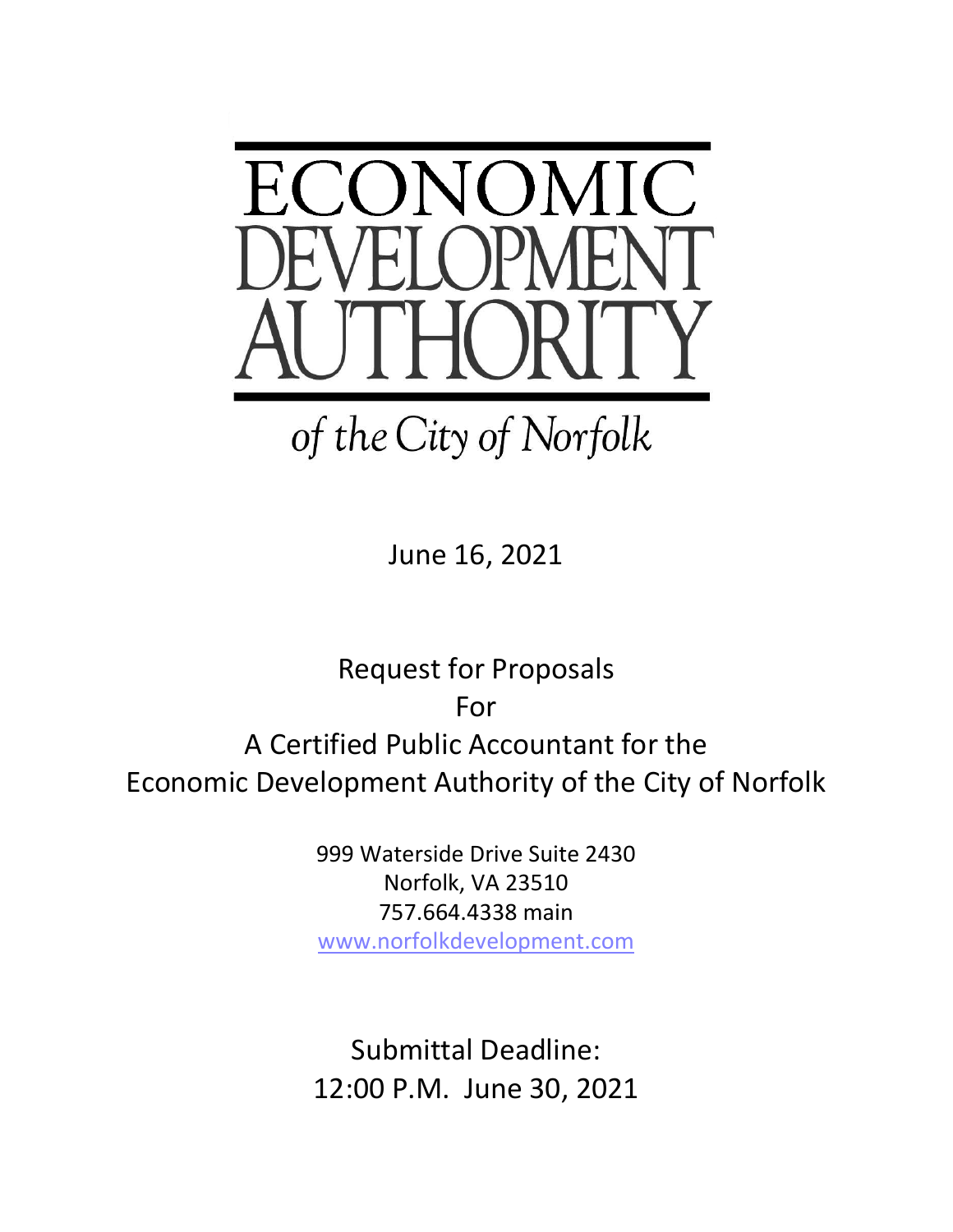# ECONOMIC DEVELOPMENT AUTHORITY

*of the City of Norfolk*

June 16, 2021

## Request for Proposals
## For
## A Certified Public Accountant for the
## Economic Development Authority of the City of Norfolk

999 Waterside Drive Suite 2430
Norfolk, VA 23510
757.664.4338 main
www.norfolkdevelopment.com

Submittal Deadline:
12:00 P.M. June 30, 2021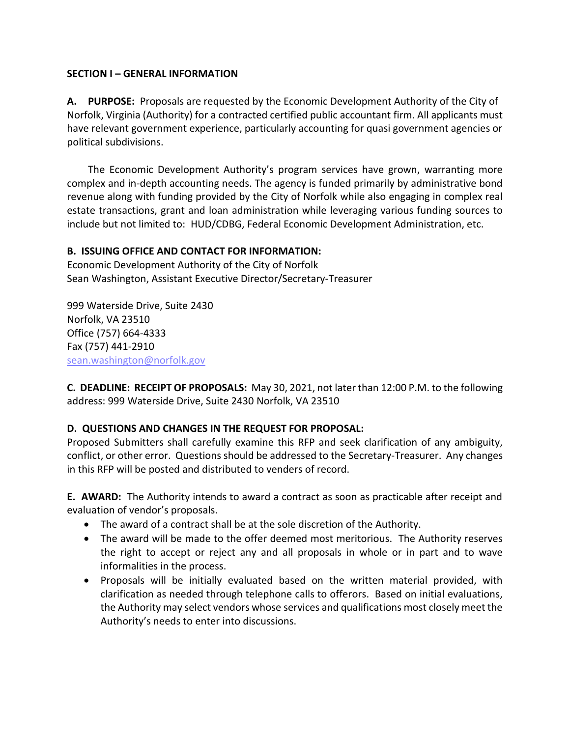## SECTION I – GENERAL INFORMATION

**A. PURPOSE:** Proposals are requested by the Economic Development Authority of the City of Norfolk, Virginia (Authority) for a contracted certified public accountant firm. All applicants must have relevant government experience, particularly accounting for quasi government agencies or political subdivisions.

The Economic Development Authority's program services have grown, warranting more complex and in-depth accounting needs. The agency is funded primarily by administrative bond revenue along with funding provided by the City of Norfolk while also engaging in complex real estate transactions, grant and loan administration while leveraging various funding sources to include but not limited to: HUD/CDBG, Federal Economic Development Administration, etc.

**B. ISSUING OFFICE AND CONTACT FOR INFORMATION:**
Economic Development Authority of the City of Norfolk
Sean Washington, Assistant Executive Director/Secretary-Treasurer

999 Waterside Drive, Suite 2430
Norfolk, VA 23510
Office (757) 664-4333
Fax (757) 441-2910
sean.washington@norfolk.gov

**C. DEADLINE: RECEIPT OF PROPOSALS:** May 30, 2021, not later than 12:00 P.M. to the following address: 999 Waterside Drive, Suite 2430 Norfolk, VA 23510

**D. QUESTIONS AND CHANGES IN THE REQUEST FOR PROPOSAL:**
Proposed Submitters shall carefully examine this RFP and seek clarification of any ambiguity, conflict, or other error. Questions should be addressed to the Secretary-Treasurer. Any changes in this RFP will be posted and distributed to venders of record.

**E. AWARD:** The Authority intends to award a contract as soon as practicable after receipt and evaluation of vendor's proposals.

- The award of a contract shall be at the sole discretion of the Authority.
- The award will be made to the offer deemed most meritorious. The Authority reserves the right to accept or reject any and all proposals in whole or in part and to wave informalities in the process.
- Proposals will be initially evaluated based on the written material provided, with clarification as needed through telephone calls to offerors. Based on initial evaluations, the Authority may select vendors whose services and qualifications most closely meet the Authority's needs to enter into discussions.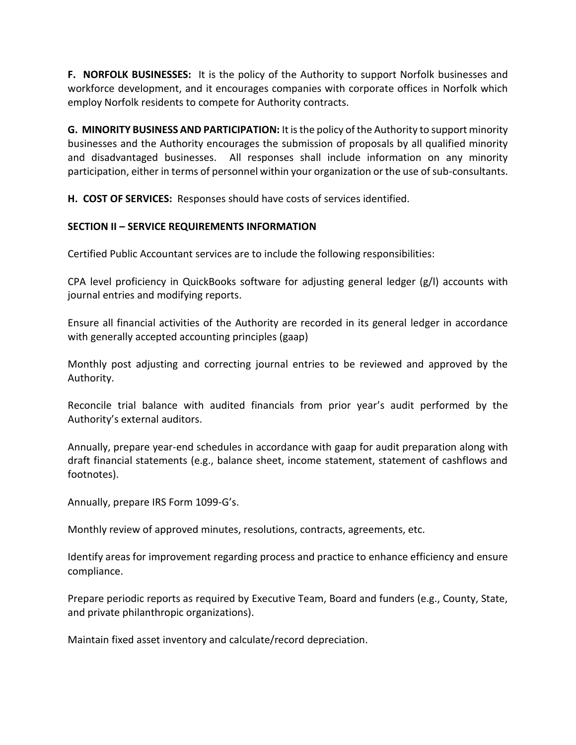**F. NORFOLK BUSINESSES:** It is the policy of the Authority to support Norfolk businesses and workforce development, and it encourages companies with corporate offices in Norfolk which employ Norfolk residents to compete for Authority contracts.

**G. MINORITY BUSINESS AND PARTICIPATION:** It is the policy of the Authority to support minority businesses and the Authority encourages the submission of proposals by all qualified minority and disadvantaged businesses. All responses shall include information on any minority participation, either in terms of personnel within your organization or the use of sub-consultants.

**H. COST OF SERVICES:** Responses should have costs of services identified.

**SECTION II – SERVICE REQUIREMENTS INFORMATION**

Certified Public Accountant services are to include the following responsibilities:

CPA level proficiency in QuickBooks software for adjusting general ledger (g/l) accounts with journal entries and modifying reports.

Ensure all financial activities of the Authority are recorded in its general ledger in accordance with generally accepted accounting principles (gaap)

Monthly post adjusting and correcting journal entries to be reviewed and approved by the Authority.

Reconcile trial balance with audited financials from prior year's audit performed by the Authority's external auditors.

Annually, prepare year-end schedules in accordance with gaap for audit preparation along with draft financial statements (e.g., balance sheet, income statement, statement of cashflows and footnotes).

Annually, prepare IRS Form 1099-G's.

Monthly review of approved minutes, resolutions, contracts, agreements, etc.

Identify areas for improvement regarding process and practice to enhance efficiency and ensure compliance.

Prepare periodic reports as required by Executive Team, Board and funders (e.g., County, State, and private philanthropic organizations).

Maintain fixed asset inventory and calculate/record depreciation.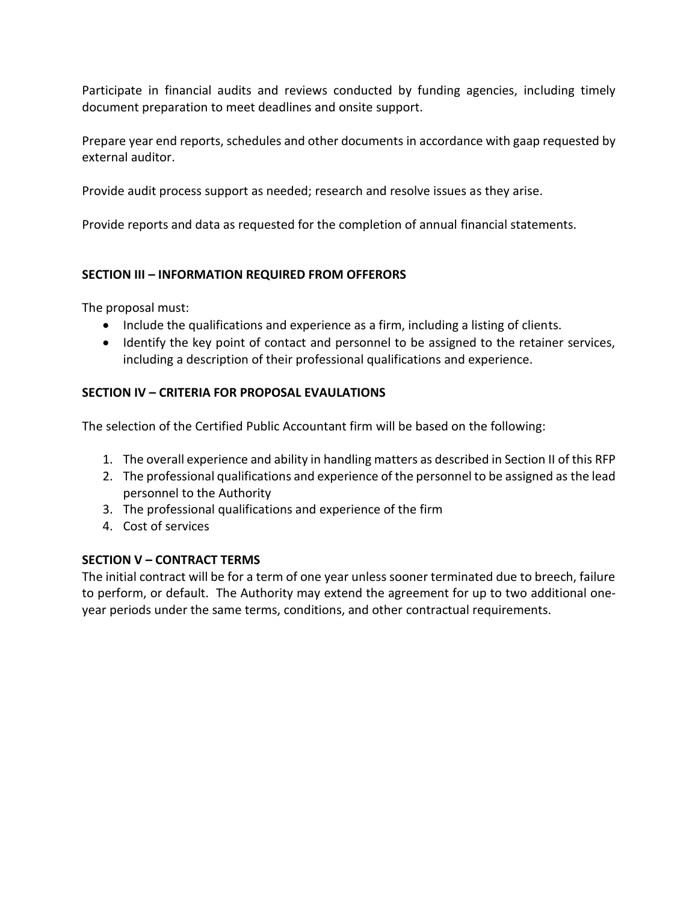Participate in financial audits and reviews conducted by funding agencies, including timely document preparation to meet deadlines and onsite support.

Prepare year end reports, schedules and other documents in accordance with gaap requested by external auditor.

Provide audit process support as needed; research and resolve issues as they arise.

Provide reports and data as requested for the completion of annual financial statements.

## SECTION III – INFORMATION REQUIRED FROM OFFERORS

The proposal must:

- Include the qualifications and experience as a firm, including a listing of clients.
- Identify the key point of contact and personnel to be assigned to the retainer services, including a description of their professional qualifications and experience.

## SECTION IV – CRITERIA FOR PROPOSAL EVAULATIONS

The selection of the Certified Public Accountant firm will be based on the following:

1. The overall experience and ability in handling matters as described in Section II of this RFP
2. The professional qualifications and experience of the personnel to be assigned as the lead personnel to the Authority
3. The professional qualifications and experience of the firm
4. Cost of services

## SECTION V – CONTRACT TERMS

The initial contract will be for a term of one year unless sooner terminated due to breech, failure to perform, or default. The Authority may extend the agreement for up to two additional one-year periods under the same terms, conditions, and other contractual requirements.